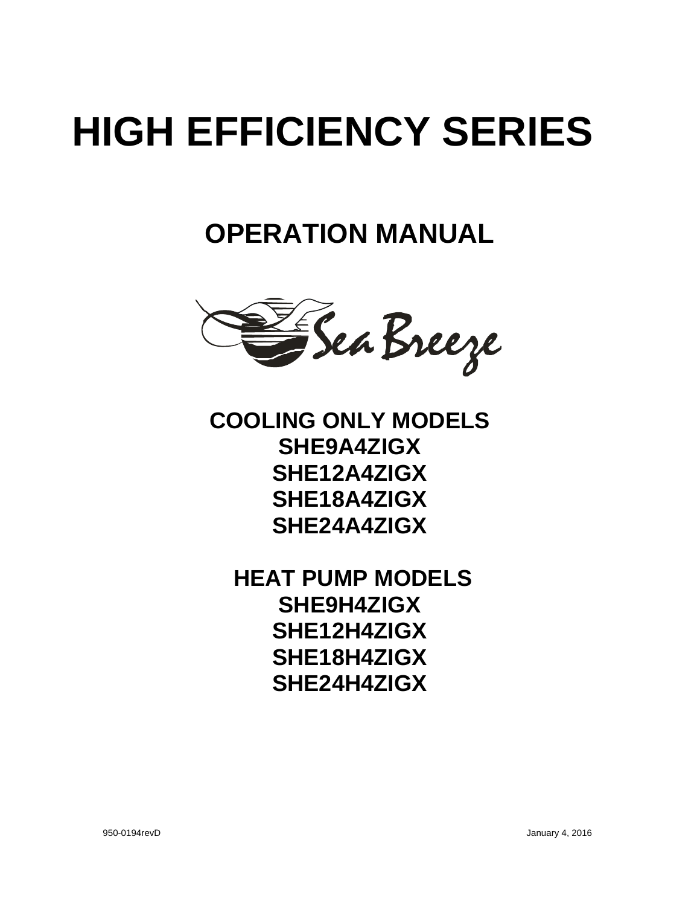# HIGH EFFICIENCY SERIES

## OPERATION MANUAL

Sea Breeze

**COOLING ONLY MODELS**
**SHE9A4ZIGX**
**SHE12A4ZIGX**
**SHE18A4ZIGX**
**SHE24A4ZIGX**

**HEAT PUMP MODELS**
**SHE9H4ZIGX**
**SHE12H4ZIGX**
**SHE18H4ZIGX**
**SHE24H4ZIGX**

950-0194revD

January 4, 2016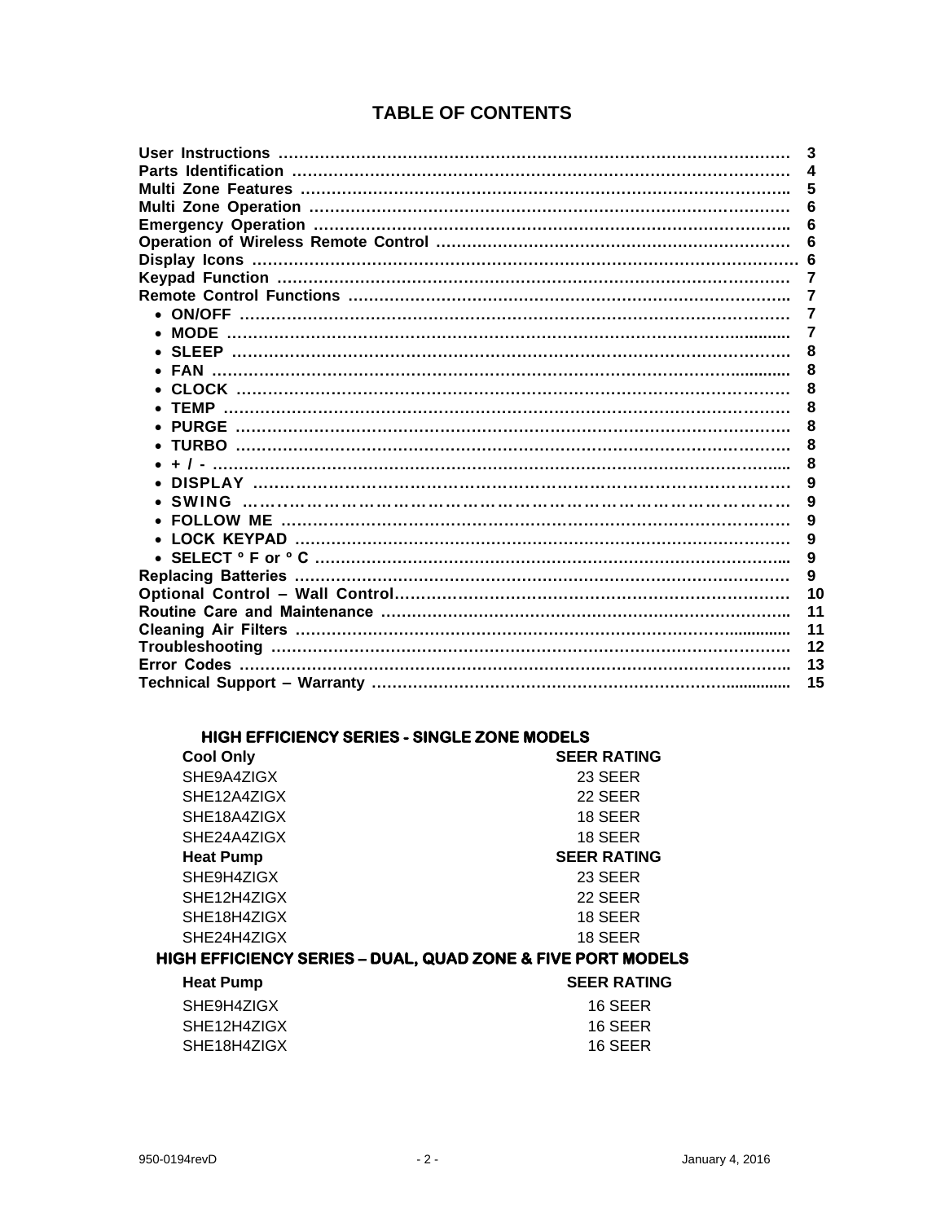# TABLE OF CONTENTS

| Section | Page |
|---|---|
| **User Instructions** | 3 |
| **Parts Identification** | 4 |
| **Multi Zone Features** | 5 |
| **Multi Zone Operation** | 6 |
| **Emergency Operation** | 6 |
| **Operation of Wireless Remote Control** | 6 |
| **Display Icons** | 6 |
| **Keypad Function** | 7 |
| **Remote Control Functions** | 7 |
| • ON/OFF | 7 |
| • MODE | 7 |
| • SLEEP | 8 |
| • FAN | 8 |
| • CLOCK | 8 |
| • TEMP | 8 |
| • PURGE | 8 |
| • TURBO | 8 |
| • + / - | 8 |
| • DISPLAY | 9 |
| • SWING | 9 |
| • FOLLOW ME | 9 |
| • LOCK KEYPAD | 9 |
| • SELECT ° F or ° C | 9 |
| **Replacing Batteries** | 9 |
| **Optional Control – Wall Control** | 10 |
| **Routine Care and Maintenance** | 11 |
| **Cleaning Air Filters** | 11 |
| **Troubleshooting** | 12 |
| **Error Codes** | 13 |
| **Technical Support – Warranty** | 15 |

## HIGH EFFICIENCY SERIES - SINGLE ZONE MODELS

| **Cool Only** | **SEER RATING** |
|---|---|
| SHE9A4ZIGX | 23 SEER |
| SHE12A4ZIGX | 22 SEER |
| SHE18A4ZIGX | 18 SEER |
| SHE24A4ZIGX | 18 SEER |
| **Heat Pump** | **SEER RATING** |
| SHE9H4ZIGX | 23 SEER |
| SHE12H4ZIGX | 22 SEER |
| SHE18H4ZIGX | 18 SEER |
| SHE24H4ZIGX | 18 SEER |

## HIGH EFFICIENCY SERIES – DUAL, QUAD ZONE & FIVE PORT MODELS

| **Heat Pump** | **SEER RATING** |
|---|---|
| SHE9H4ZIGX | 16 SEER |
| SHE12H4ZIGX | 16 SEER |
| SHE18H4ZIGX | 16 SEER |

950-0194revD January 4, 2016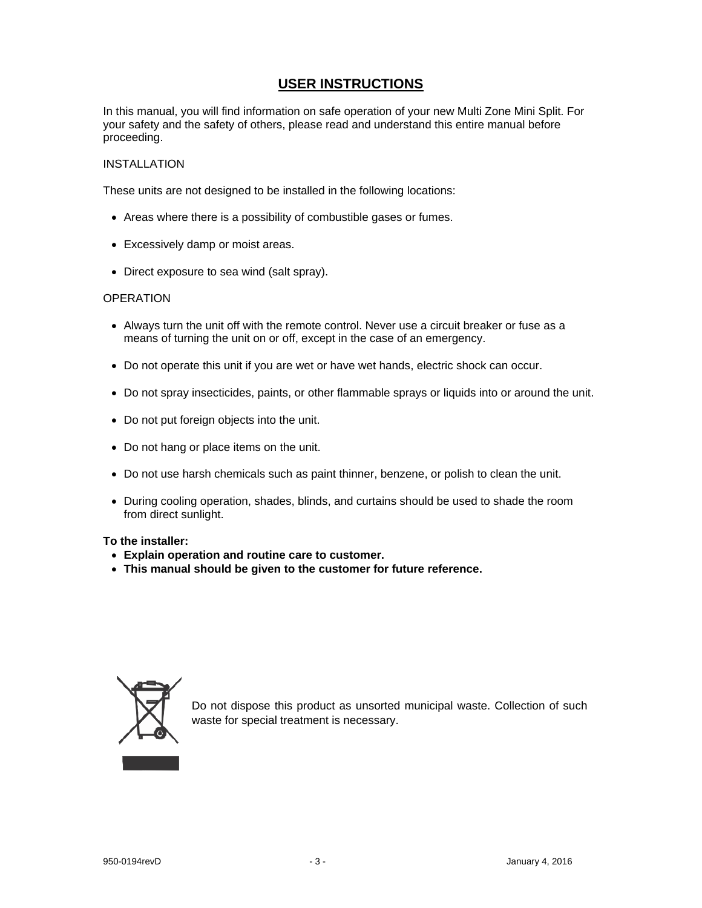# USER INSTRUCTIONS

In this manual, you will find information on safe operation of your new Multi Zone Mini Split. For your safety and the safety of others, please read and understand this entire manual before proceeding.

INSTALLATION

These units are not designed to be installed in the following locations:

- Areas where there is a possibility of combustible gases or fumes.
- Excessively damp or moist areas.
- Direct exposure to sea wind (salt spray).

OPERATION

- Always turn the unit off with the remote control. Never use a circuit breaker or fuse as a means of turning the unit on or off, except in the case of an emergency.
- Do not operate this unit if you are wet or have wet hands, electric shock can occur.
- Do not spray insecticides, paints, or other flammable sprays or liquids into or around the unit.
- Do not put foreign objects into the unit.
- Do not hang or place items on the unit.
- Do not use harsh chemicals such as paint thinner, benzene, or polish to clean the unit.
- During cooling operation, shades, blinds, and curtains should be used to shade the room from direct sunlight.

**To the installer:**

- **Explain operation and routine care to customer.**
- **This manual should be given to the customer for future reference.**

Do not dispose this product as unsorted municipal waste. Collection of such waste for special treatment is necessary.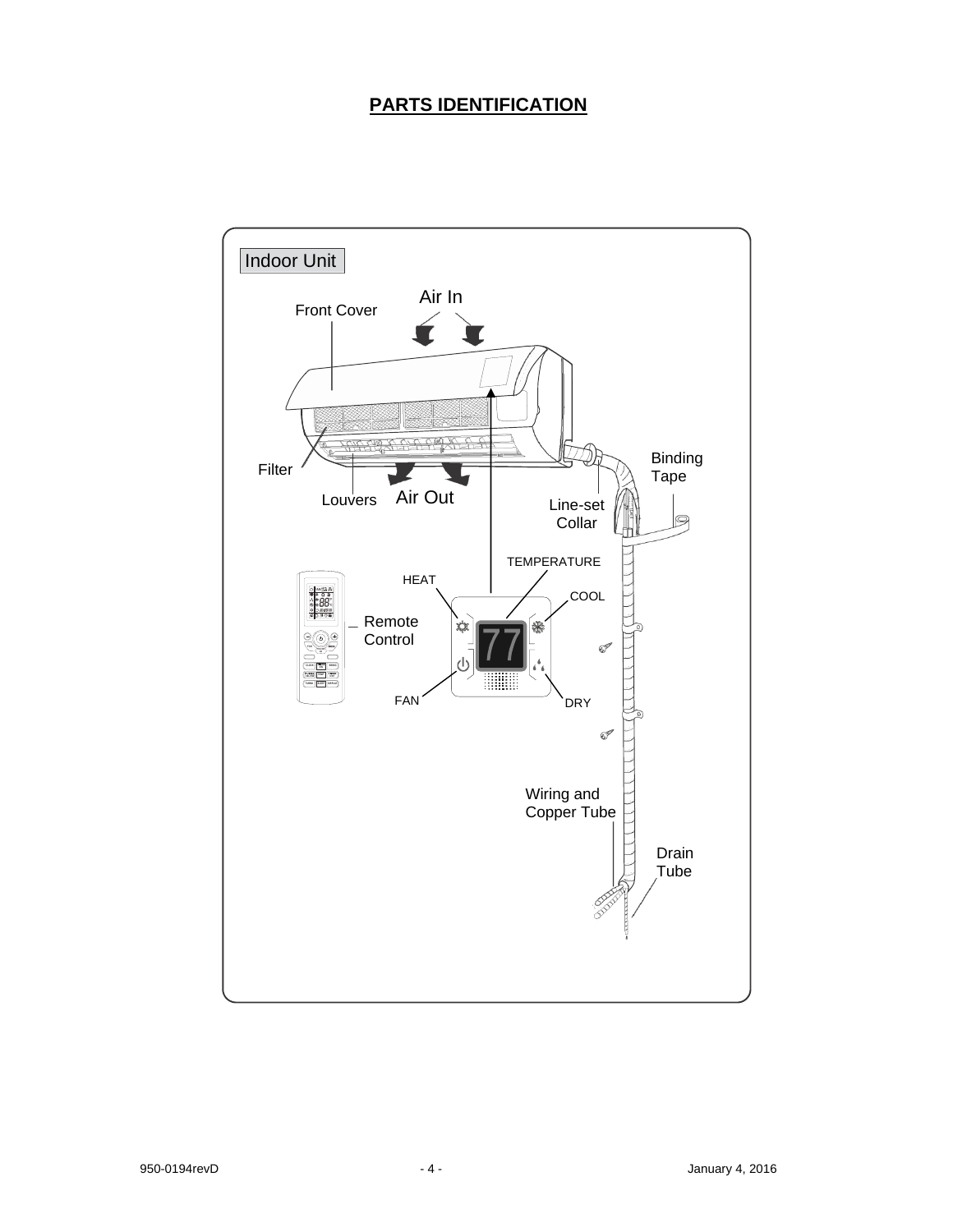# PARTS IDENTIFICATION

Indoor Unit

Air In

Front Cover

Filter

Louvers

Air Out

Binding Tape

Line-set Collar

TEMPERATURE

HEAT

COOL

Remote Control

77

FAN

DRY

Wiring and Copper Tube

Drain Tube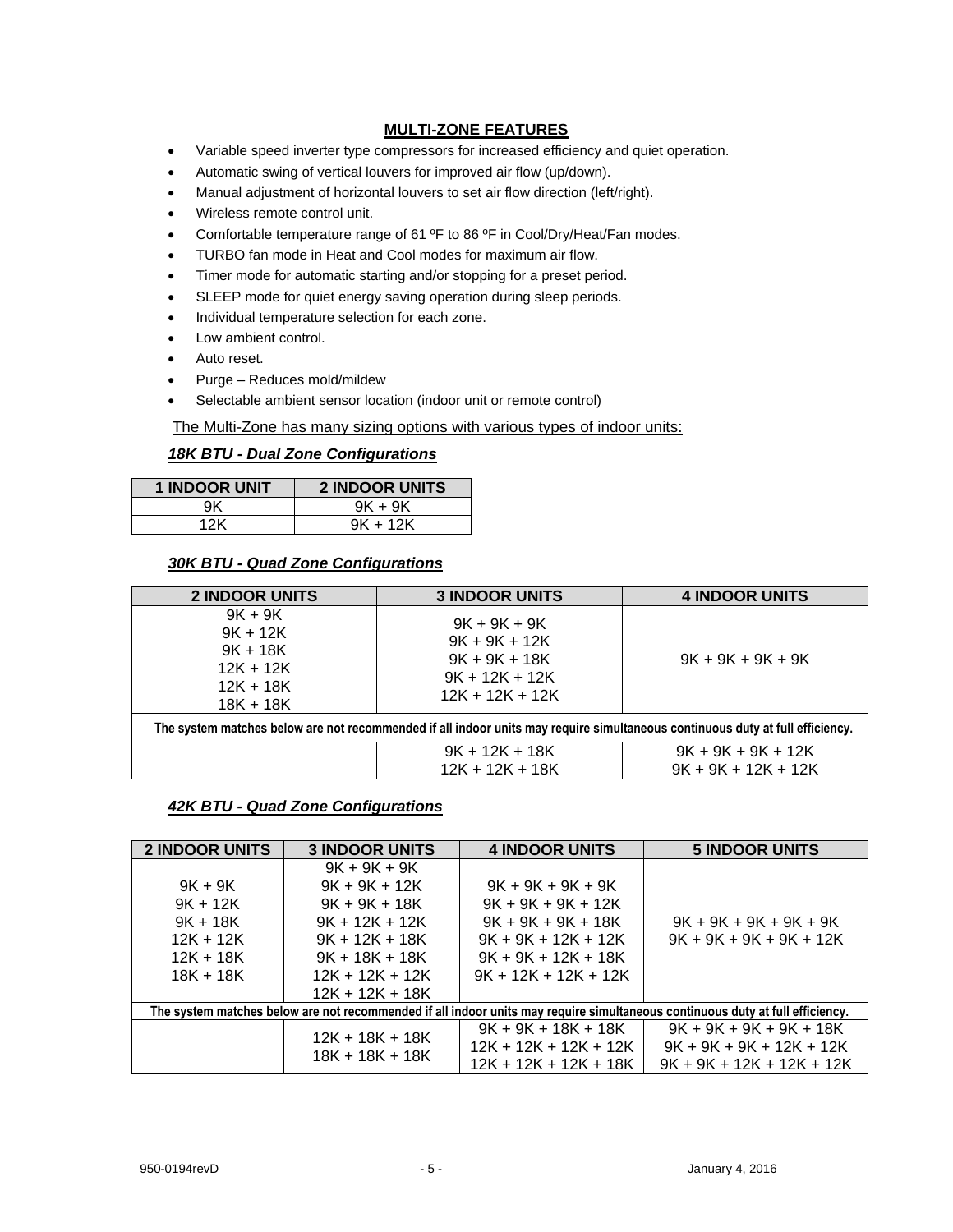## MULTI-ZONE FEATURES

- Variable speed inverter type compressors for increased efficiency and quiet operation.
- Automatic swing of vertical louvers for improved air flow (up/down).
- Manual adjustment of horizontal louvers to set air flow direction (left/right).
- Wireless remote control unit.
- Comfortable temperature range of 61 ºF to 86 ºF in Cool/Dry/Heat/Fan modes.
- TURBO fan mode in Heat and Cool modes for maximum air flow.
- Timer mode for automatic starting and/or stopping for a preset period.
- SLEEP mode for quiet energy saving operation during sleep periods.
- Individual temperature selection for each zone.
- Low ambient control.
- Auto reset.
- Purge – Reduces mold/mildew
- Selectable ambient sensor location (indoor unit or remote control)

The Multi-Zone has many sizing options with various types of indoor units:

### *18K BTU - Dual Zone Configurations*

| 1 INDOOR UNIT | 2 INDOOR UNITS |
|---|---|
| 9K | 9K + 9K |
| 12K | 9K + 12K |

### *30K BTU - Quad Zone Configurations*

| 2 INDOOR UNITS | 3 INDOOR UNITS | 4 INDOOR UNITS |
|---|---|---|
| 9K + 9K<br>9K + 12K<br>9K + 18K<br>12K + 12K<br>12K + 18K<br>18K + 18K | 9K + 9K + 9K<br>9K + 9K + 12K<br>9K + 9K + 18K<br>9K + 12K + 12K<br>12K + 12K + 12K | 9K + 9K + 9K + 9K |
| **The system matches below are not recommended if all indoor units may require simultaneous continuous duty at full efficiency.** | | |
| | 9K + 12K + 18K<br>12K + 12K + 18K | 9K + 9K + 9K + 12K<br>9K + 9K + 12K + 12K |

### *42K BTU - Quad Zone Configurations*

| 2 INDOOR UNITS | 3 INDOOR UNITS | 4 INDOOR UNITS | 5 INDOOR UNITS |
|---|---|---|---|
| 9K + 9K<br>9K + 12K<br>9K + 18K<br>12K + 12K<br>12K + 18K<br>18K + 18K | 9K + 9K + 9K<br>9K + 9K + 12K<br>9K + 9K + 18K<br>9K + 12K + 12K<br>9K + 12K + 18K<br>9K + 18K + 18K<br>12K + 12K + 12K<br>12K + 12K + 18K | 9K + 9K + 9K + 9K<br>9K + 9K + 9K + 12K<br>9K + 9K + 9K + 18K<br>9K + 9K + 12K + 12K<br>9K + 9K + 12K + 18K<br>9K + 12K + 12K + 12K | 9K + 9K + 9K + 9K + 9K<br>9K + 9K + 9K + 9K + 12K |
| **The system matches below are not recommended if all indoor units may require simultaneous continuous duty at full efficiency.** | | | |
| | 12K + 18K + 18K<br>18K + 18K + 18K | 9K + 9K + 18K + 18K<br>12K + 12K + 12K + 12K<br>12K + 12K + 12K + 18K | 9K + 9K + 9K + 9K + 18K<br>9K + 9K + 9K + 12K + 12K<br>9K + 9K + 12K + 12K + 12K |

950-0194revD January 4, 2016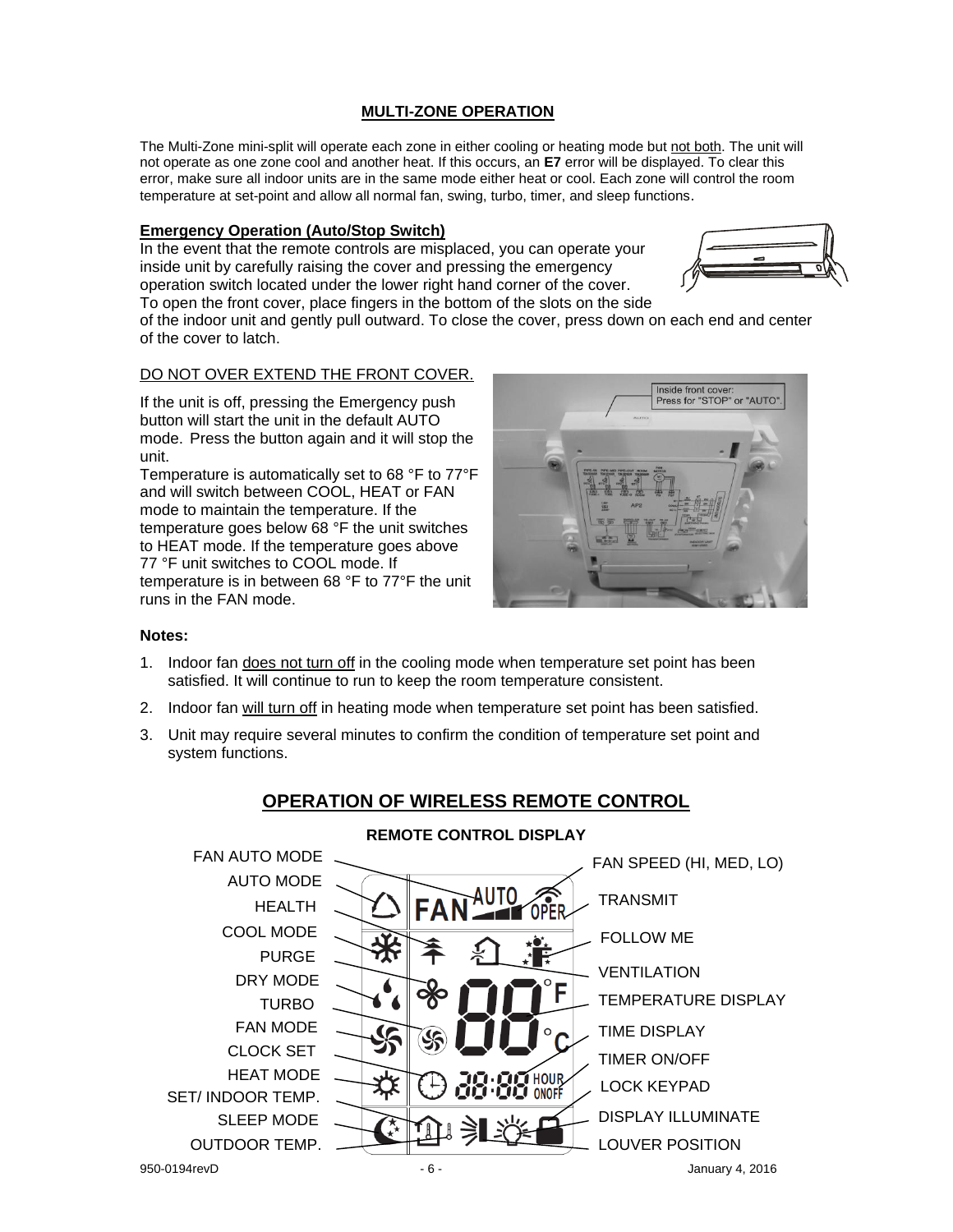## MULTI-ZONE OPERATION

The Multi-Zone mini-split will operate each zone in either cooling or heating mode but not both. The unit will not operate as one zone cool and another heat. If this occurs, an **E7** error will be displayed. To clear this error, make sure all indoor units are in the same mode either heat or cool. Each zone will control the room temperature at set-point and allow all normal fan, swing, turbo, timer, and sleep functions.

### Emergency Operation (Auto/Stop Switch)

In the event that the remote controls are misplaced, you can operate your inside unit by carefully raising the cover and pressing the emergency operation switch located under the lower right hand corner of the cover. To open the front cover, place fingers in the bottom of the slots on the side of the indoor unit and gently pull outward. To close the cover, press down on each end and center of the cover to latch.

DO NOT OVER EXTEND THE FRONT COVER.

If the unit is off, pressing the Emergency push button will start the unit in the default AUTO mode. Press the button again and it will stop the unit.

Temperature is automatically set to 68 °F to 77°F and will switch between COOL, HEAT or FAN mode to maintain the temperature. If the temperature goes below 68 °F the unit switches to HEAT mode. If the temperature goes above 77 °F unit switches to COOL mode. If temperature is in between 68 °F to 77°F the unit runs in the FAN mode.

Inside front cover: Press for "STOP" or "AUTO".

**Notes:**

1. Indoor fan does not turn off in the cooling mode when temperature set point has been satisfied. It will continue to run to keep the room temperature consistent.
2. Indoor fan will turn off in heating mode when temperature set point has been satisfied.
3. Unit may require several minutes to confirm the condition of temperature set point and system functions.

## OPERATION OF WIRELESS REMOTE CONTROL

### REMOTE CONTROL DISPLAY

FAN AUTO MODE
AUTO MODE
HEALTH
COOL MODE
PURGE
DRY MODE
TURBO
FAN MODE
CLOCK SET
HEAT MODE
SET/ INDOOR TEMP.
SLEEP MODE
OUTDOOR TEMP.

FAN SPEED (HI, MED, LO)
TRANSMIT
FOLLOW ME
VENTILATION
TEMPERATURE DISPLAY
TIME DISPLAY
TIMER ON/OFF
LOCK KEYPAD
DISPLAY ILLUMINATE
LOUVER POSITION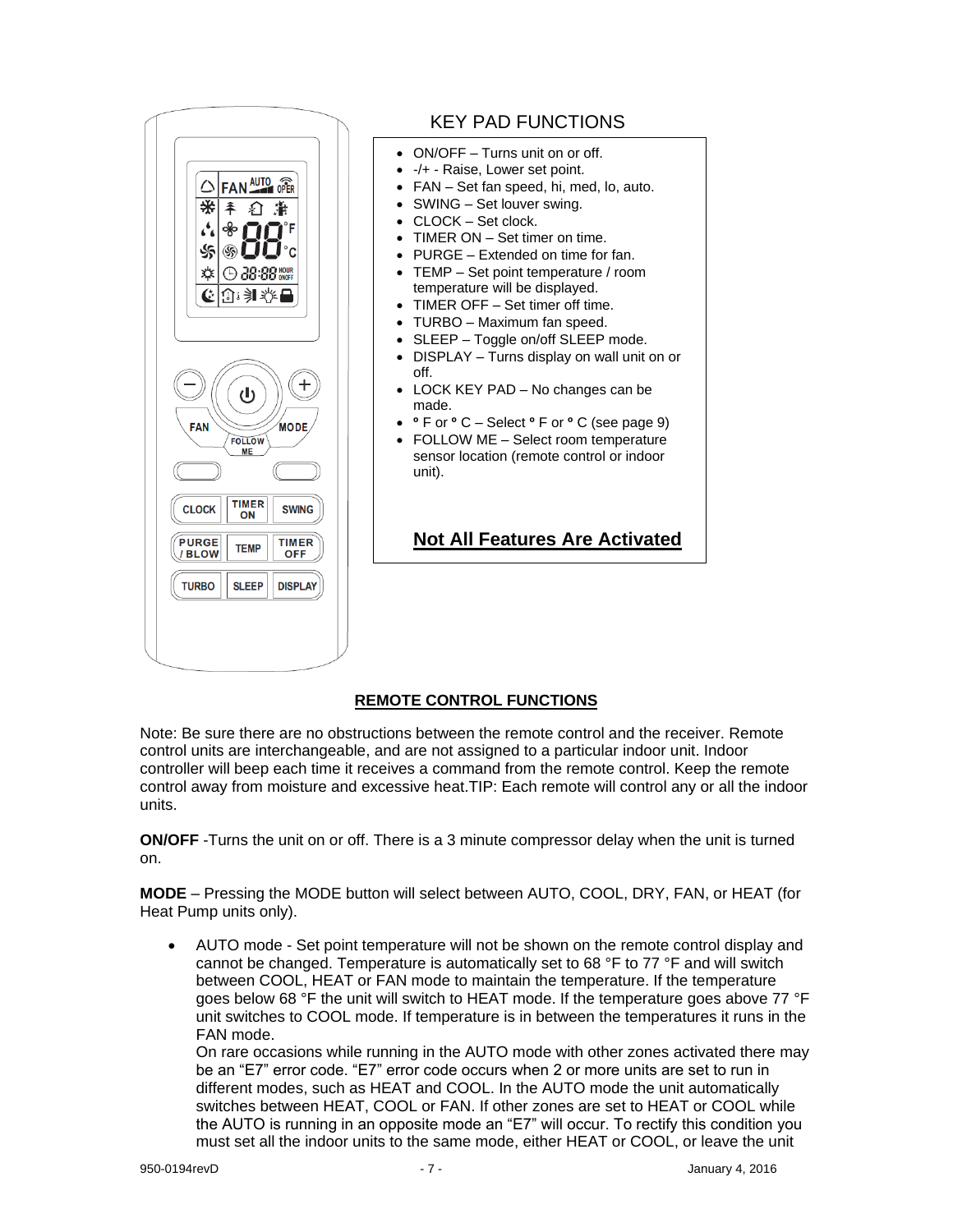## KEY PAD FUNCTIONS

- ON/OFF – Turns unit on or off.
- -/+ - Raise, Lower set point.
- FAN – Set fan speed, hi, med, lo, auto.
- SWING – Set louver swing.
- CLOCK – Set clock.
- TIMER ON – Set timer on time.
- PURGE – Extended on time for fan.
- TEMP – Set point temperature / room temperature will be displayed.
- TIMER OFF – Set timer off time.
- TURBO – Maximum fan speed.
- SLEEP – Toggle on/off SLEEP mode.
- DISPLAY – Turns display on wall unit on or off.
- LOCK KEY PAD – No changes can be made.
- ° F or ° C – Select ° F or ° C (see page 9)
- FOLLOW ME – Select room temperature sensor location (remote control or indoor unit).

**Not All Features Are Activated**

## REMOTE CONTROL FUNCTIONS

Note: Be sure there are no obstructions between the remote control and the receiver. Remote control units are interchangeable, and are not assigned to a particular indoor unit. Indoor controller will beep each time it receives a command from the remote control. Keep the remote control away from moisture and excessive heat.TIP: Each remote will control any or all the indoor units.

**ON/OFF** -Turns the unit on or off. There is a 3 minute compressor delay when the unit is turned on.

**MODE** – Pressing the MODE button will select between AUTO, COOL, DRY, FAN, or HEAT (for Heat Pump units only).

- AUTO mode - Set point temperature will not be shown on the remote control display and cannot be changed. Temperature is automatically set to 68 °F to 77 °F and will switch between COOL, HEAT or FAN mode to maintain the temperature. If the temperature goes below 68 °F the unit will switch to HEAT mode. If the temperature goes above 77 °F unit switches to COOL mode. If temperature is in between the temperatures it runs in the FAN mode.
  On rare occasions while running in the AUTO mode with other zones activated there may be an "E7" error code. "E7" error code occurs when 2 or more units are set to run in different modes, such as HEAT and COOL. In the AUTO mode the unit automatically switches between HEAT, COOL or FAN. If other zones are set to HEAT or COOL while the AUTO is running in an opposite mode an "E7" will occur. To rectify this condition you must set all the indoor units to the same mode, either HEAT or COOL, or leave the unit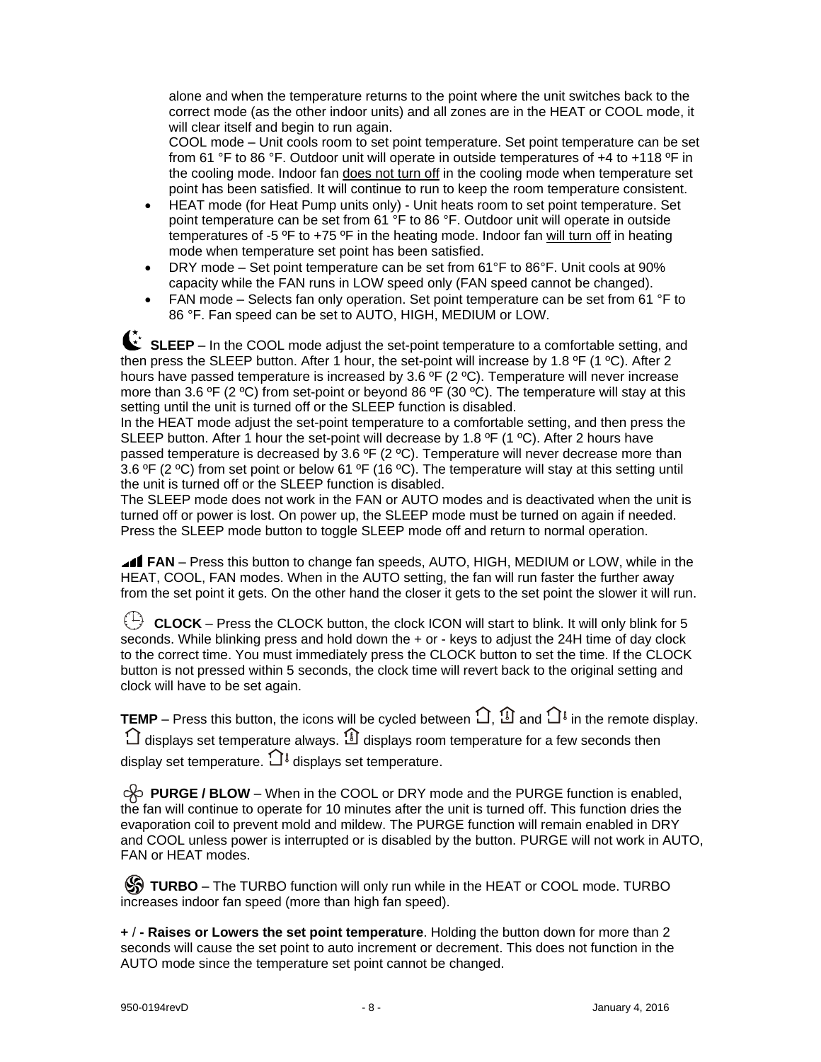alone and when the temperature returns to the point where the unit switches back to the correct mode (as the other indoor units) and all zones are in the HEAT or COOL mode, it will clear itself and begin to run again.

COOL mode – Unit cools room to set point temperature. Set point temperature can be set from 61 °F to 86 °F. Outdoor unit will operate in outside temperatures of +4 to +118 ºF in the cooling mode. Indoor fan does not turn off in the cooling mode when temperature set point has been satisfied. It will continue to run to keep the room temperature consistent.

- HEAT mode (for Heat Pump units only) - Unit heats room to set point temperature. Set point temperature can be set from 61 °F to 86 °F. Outdoor unit will operate in outside temperatures of -5 ºF to +75 ºF in the heating mode. Indoor fan will turn off in heating mode when temperature set point has been satisfied.
- DRY mode – Set point temperature can be set from 61°F to 86°F. Unit cools at 90% capacity while the FAN runs in LOW speed only (FAN speed cannot be changed).
- FAN mode – Selects fan only operation. Set point temperature can be set from 61 °F to 86 °F. Fan speed can be set to AUTO, HIGH, MEDIUM or LOW.

**SLEEP** – In the COOL mode adjust the set-point temperature to a comfortable setting, and then press the SLEEP button. After 1 hour, the set-point will increase by 1.8 ºF (1 ºC). After 2 hours have passed temperature is increased by 3.6 ºF (2 ºC). Temperature will never increase more than 3.6 ºF (2 ºC) from set-point or beyond 86 ºF (30 ºC). The temperature will stay at this setting until the unit is turned off or the SLEEP function is disabled.

In the HEAT mode adjust the set-point temperature to a comfortable setting, and then press the SLEEP button. After 1 hour the set-point will decrease by 1.8 ºF (1 ºC). After 2 hours have passed temperature is decreased by 3.6 ºF (2 ºC). Temperature will never decrease more than 3.6 ºF (2 ºC) from set point or below 61 ºF (16 ºC). The temperature will stay at this setting until the unit is turned off or the SLEEP function is disabled.

The SLEEP mode does not work in the FAN or AUTO modes and is deactivated when the unit is turned off or power is lost. On power up, the SLEEP mode must be turned on again if needed. Press the SLEEP mode button to toggle SLEEP mode off and return to normal operation.

**FAN** – Press this button to change fan speeds, AUTO, HIGH, MEDIUM or LOW, while in the HEAT, COOL, FAN modes. When in the AUTO setting, the fan will run faster the further away from the set point it gets. On the other hand the closer it gets to the set point the slower it will run.

**CLOCK** – Press the CLOCK button, the clock ICON will start to blink. It will only blink for 5 seconds. While blinking press and hold down the + or - keys to adjust the 24H time of day clock to the correct time. You must immediately press the CLOCK button to set the time. If the CLOCK button is not pressed within 5 seconds, the clock time will revert back to the original setting and clock will have to be set again.

**TEMP** – Press this button, the icons will be cycled between ⌂, ⌂ and ⌂ in the remote display. ⌂ displays set temperature always. ⌂ displays room temperature for a few seconds then display set temperature. ⌂ displays set temperature.

**PURGE / BLOW** – When in the COOL or DRY mode and the PURGE function is enabled, the fan will continue to operate for 10 minutes after the unit is turned off. This function dries the evaporation coil to prevent mold and mildew. The PURGE function will remain enabled in DRY and COOL unless power is interrupted or is disabled by the button. PURGE will not work in AUTO, FAN or HEAT modes.

**TURBO** – The TURBO function will only run while in the HEAT or COOL mode. TURBO increases indoor fan speed (more than high fan speed).

**+ / - Raises or Lowers the set point temperature**. Holding the button down for more than 2 seconds will cause the set point to auto increment or decrement. This does not function in the AUTO mode since the temperature set point cannot be changed.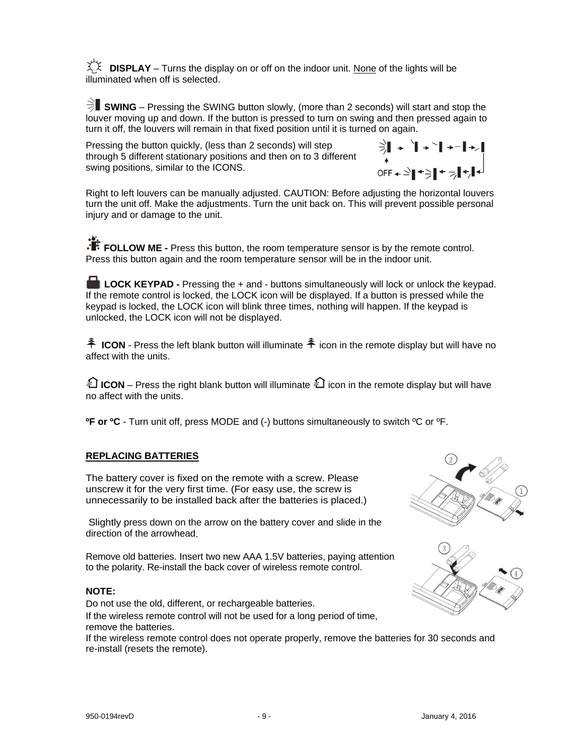**DISPLAY** – Turns the display on or off on the indoor unit. None of the lights will be illuminated when off is selected.

**SWING** – Pressing the SWING button slowly, (more than 2 seconds) will start and stop the louver moving up and down. If the button is pressed to turn on swing and then pressed again to turn it off, the louvers will remain in that fixed position until it is turned on again.

Pressing the button quickly, (less than 2 seconds) will step through 5 different stationary positions and then on to 3 different swing positions, similar to the ICONS.

Right to left louvers can be manually adjusted. CAUTION: Before adjusting the horizontal louvers turn the unit off. Make the adjustments. Turn the unit back on. This will prevent possible personal injury and or damage to the unit.

**FOLLOW ME -** Press this button, the room temperature sensor is by the remote control. Press this button again and the room temperature sensor will be in the indoor unit.

**LOCK KEYPAD -** Pressing the + and - buttons simultaneously will lock or unlock the keypad. If the remote control is locked, the LOCK icon will be displayed. If a button is pressed while the keypad is locked, the LOCK icon will blink three times, nothing will happen. If the keypad is unlocked, the LOCK icon will not be displayed.

**ICON** - Press the left blank button will illuminate icon in the remote display but will have no affect with the units.

**ICON** – Press the right blank button will illuminate icon in the remote display but will have no affect with the units.

**ºF or ºC** - Turn unit off, press MODE and (-) buttons simultaneously to switch ºC or ºF.

**REPLACING BATTERIES**

The battery cover is fixed on the remote with a screw. Please unscrew it for the very first time. (For easy use, the screw is unnecessarily to be installed back after the batteries is placed.)

Slightly press down on the arrow on the battery cover and slide in the direction of the arrowhead.

Remove old batteries. Insert two new AAA 1.5V batteries, paying attention to the polarity. Re-install the back cover of wireless remote control.

**NOTE:**

Do not use the old, different, or rechargeable batteries.

If the wireless remote control will not be used for a long period of time, remove the batteries.

If the wireless remote control does not operate properly, remove the batteries for 30 seconds and re-install (resets the remote).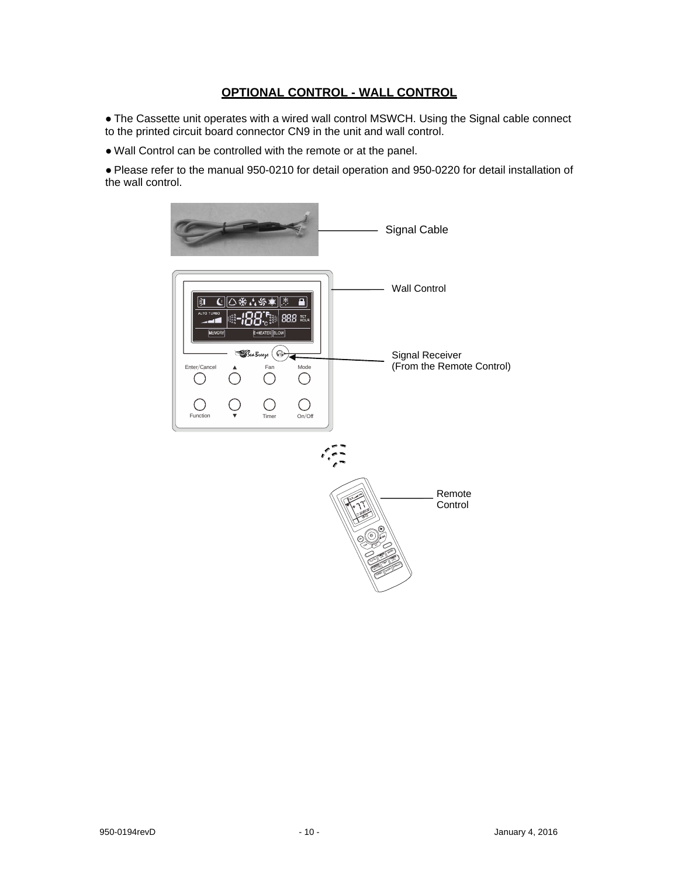## OPTIONAL CONTROL - WALL CONTROL

- The Cassette unit operates with a wired wall control MSWCH. Using the Signal cable connect to the printed circuit board connector CN9 in the unit and wall control.
- Wall Control can be controlled with the remote or at the panel.
- Please refer to the manual 950-0210 for detail operation and 950-0220 for detail installation of the wall control.

Signal Cable

Wall Control

Signal Receiver (From the Remote Control)

Remote Control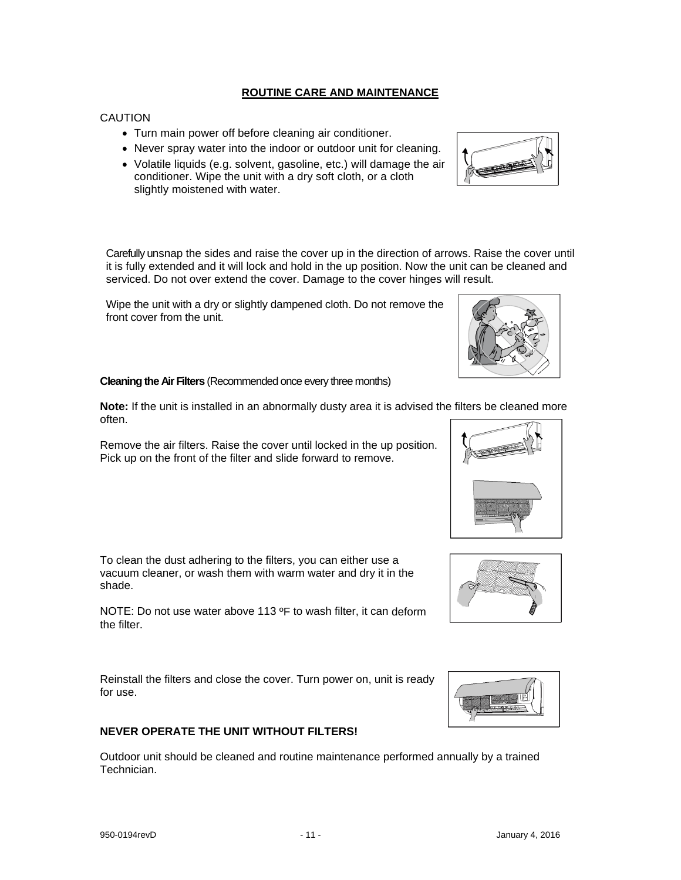## ROUTINE CARE AND MAINTENANCE

CAUTION

- Turn main power off before cleaning air conditioner.
- Never spray water into the indoor or outdoor unit for cleaning.
- Volatile liquids (e.g. solvent, gasoline, etc.) will damage the air conditioner. Wipe the unit with a dry soft cloth, or a cloth slightly moistened with water.

Carefully unsnap the sides and raise the cover up in the direction of arrows. Raise the cover until it is fully extended and it will lock and hold in the up position. Now the unit can be cleaned and serviced. Do not over extend the cover. Damage to the cover hinges will result.

Wipe the unit with a dry or slightly dampened cloth. Do not remove the front cover from the unit.

**Cleaning the Air Filters** (Recommended once every three months)

**Note:** If the unit is installed in an abnormally dusty area it is advised the filters be cleaned more often.

Remove the air filters. Raise the cover until locked in the up position. Pick up on the front of the filter and slide forward to remove.

To clean the dust adhering to the filters, you can either use a vacuum cleaner, or wash them with warm water and dry it in the shade.

NOTE: Do not use water above 113 ºF to wash filter, it can deform the filter.

Reinstall the filters and close the cover. Turn power on, unit is ready for use.

**NEVER OPERATE THE UNIT WITHOUT FILTERS!**

Outdoor unit should be cleaned and routine maintenance performed annually by a trained Technician.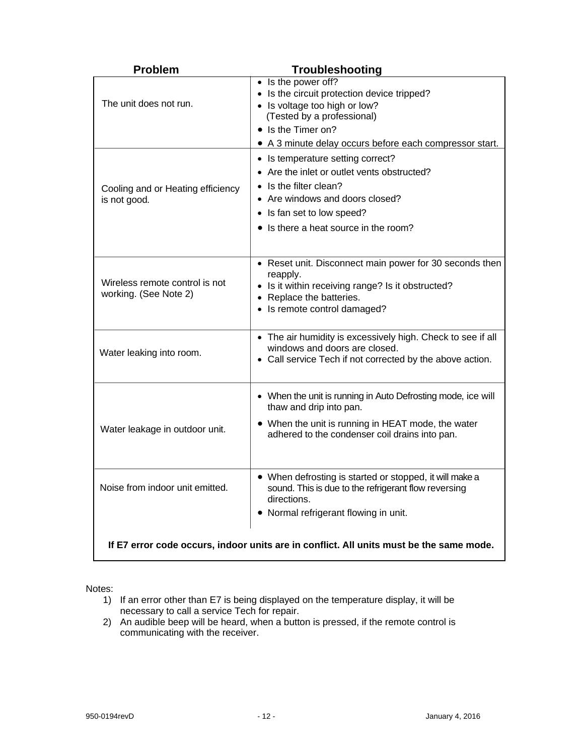| Problem | Troubleshooting |
|---|---|
| The unit does not run. | • Is the power off?<br>• Is the circuit protection device tripped?<br>• Is voltage too high or low? (Tested by a professional)<br>• Is the Timer on?<br>• A 3 minute delay occurs before each compressor start. |
| Cooling and or Heating efficiency is not good. | • Is temperature setting correct?<br>• Are the inlet or outlet vents obstructed?<br>• Is the filter clean?<br>• Are windows and doors closed?<br>• Is fan set to low speed?<br>• Is there a heat source in the room? |
| Wireless remote control is not working. (See Note 2) | • Reset unit. Disconnect main power for 30 seconds then reapply.<br>• Is it within receiving range? Is it obstructed?<br>• Replace the batteries.<br>• Is remote control damaged? |
| Water leaking into room. | • The air humidity is excessively high. Check to see if all windows and doors are closed.<br>• Call service Tech if not corrected by the above action. |
| Water leakage in outdoor unit. | • When the unit is running in Auto Defrosting mode, ice will thaw and drip into pan.<br>• When the unit is running in HEAT mode, the water adhered to the condenser coil drains into pan. |
| Noise from indoor unit emitted. | • When defrosting is started or stopped, it will make a sound. This is due to the refrigerant flow reversing directions.<br>• Normal refrigerant flowing in unit. |

**If E7 error code occurs, indoor units are in conflict. All units must be the same mode.**

Notes:

1) If an error other than E7 is being displayed on the temperature display, it will be necessary to call a service Tech for repair.
2) An audible beep will be heard, when a button is pressed, if the remote control is communicating with the receiver.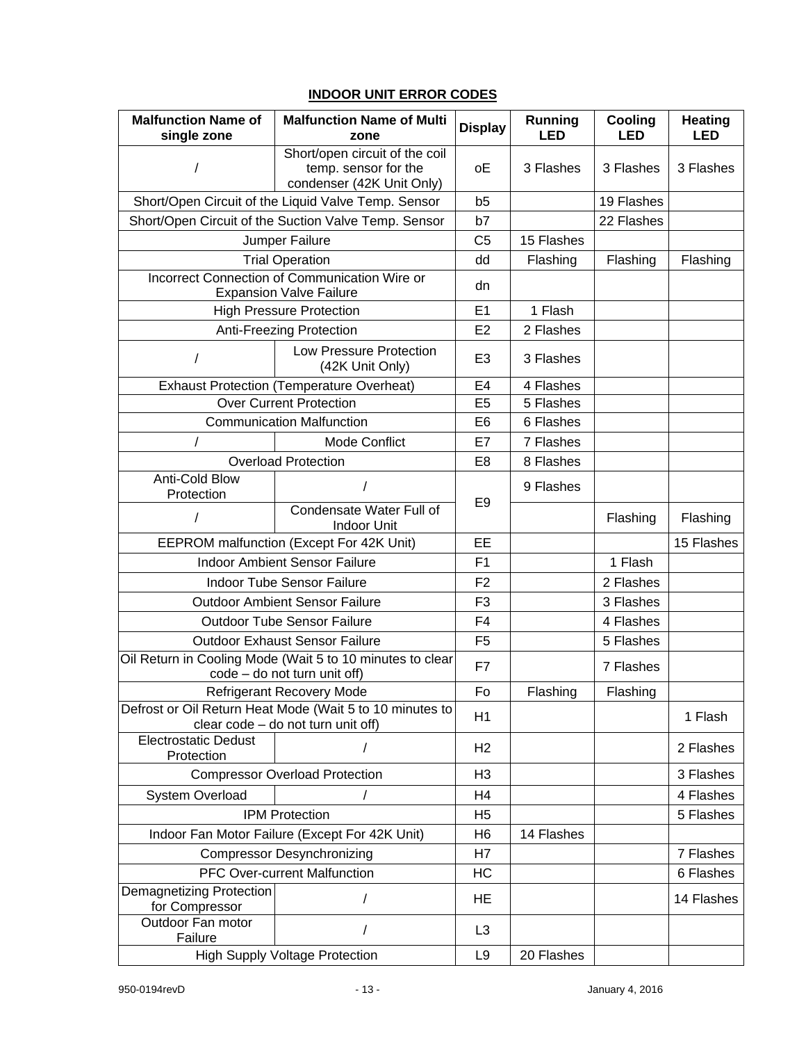## INDOOR UNIT ERROR CODES

| Malfunction Name of single zone | Malfunction Name of Multi zone | Display | Running LED | Cooling LED | Heating LED |
|---|---|---|---|---|---|
| / | Short/open circuit of the coil temp. sensor for the condenser (42K Unit Only) | oE | 3 Flashes | 3 Flashes | 3 Flashes |
| Short/Open Circuit of the Liquid Valve Temp. Sensor | | b5 | | 19 Flashes | |
| Short/Open Circuit of the Suction Valve Temp. Sensor | | b7 | | 22 Flashes | |
| Jumper Failure | | C5 | 15 Flashes | | |
| Trial Operation | | dd | Flashing | Flashing | Flashing |
| Incorrect Connection of Communication Wire or Expansion Valve Failure | | dn | | | |
| High Pressure Protection | | E1 | 1 Flash | | |
| Anti-Freezing Protection | | E2 | 2 Flashes | | |
| / | Low Pressure Protection (42K Unit Only) | E3 | 3 Flashes | | |
| Exhaust Protection (Temperature Overheat) | | E4 | 4 Flashes | | |
| Over Current Protection | | E5 | 5 Flashes | | |
| Communication Malfunction | | E6 | 6 Flashes | | |
| / | Mode Conflict | E7 | 7 Flashes | | |
| Overload Protection | | E8 | 8 Flashes | | |
| Anti-Cold Blow Protection | / | E9 | 9 Flashes | | |
| / | Condensate Water Full of Indoor Unit | E9 | | Flashing | Flashing |
| EEPROM malfunction (Except For 42K Unit) | | EE | | | 15 Flashes |
| Indoor Ambient Sensor Failure | | F1 | | 1 Flash | |
| Indoor Tube Sensor Failure | | F2 | | 2 Flashes | |
| Outdoor Ambient Sensor Failure | | F3 | | 3 Flashes | |
| Outdoor Tube Sensor Failure | | F4 | | 4 Flashes | |
| Outdoor Exhaust Sensor Failure | | F5 | | 5 Flashes | |
| Oil Return in Cooling Mode (Wait 5 to 10 minutes to clear code – do not turn unit off) | | F7 | | 7 Flashes | |
| Refrigerant Recovery Mode | | Fo | Flashing | Flashing | |
| Defrost or Oil Return Heat Mode (Wait 5 to 10 minutes to clear code – do not turn unit off) | | H1 | | | 1 Flash |
| Electrostatic Dedust Protection | / | H2 | | | 2 Flashes |
| Compressor Overload Protection | | H3 | | | 3 Flashes |
| System Overload | / | H4 | | | 4 Flashes |
| IPM Protection | | H5 | | | 5 Flashes |
| Indoor Fan Motor Failure (Except For 42K Unit) | | H6 | 14 Flashes | | |
| Compressor Desynchronizing | | H7 | | | 7 Flashes |
| PFC Over-current Malfunction | | HC | | | 6 Flashes |
| Demagnetizing Protection for Compressor | / | HE | | | 14 Flashes |
| Outdoor Fan motor Failure | / | L3 | | | |
| High Supply Voltage Protection | | L9 | 20 Flashes | | |

950-0194revD January 4, 2016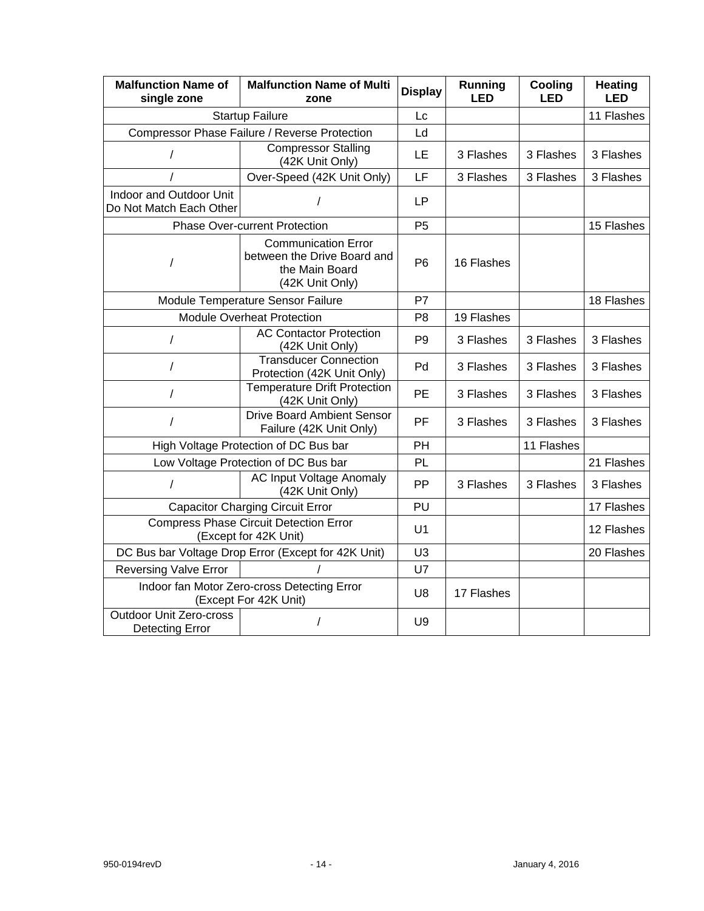| Malfunction Name of single zone | Malfunction Name of Multi zone | Display | Running LED | Cooling LED | Heating LED |
|---|---|---|---|---|---|
| Startup Failure | | Lc | | | 11 Flashes |
| Compressor Phase Failure / Reverse Protection | | Ld | | | |
| / | Compressor Stalling (42K Unit Only) | LE | 3 Flashes | 3 Flashes | 3 Flashes |
| / | Over-Speed (42K Unit Only) | LF | 3 Flashes | 3 Flashes | 3 Flashes |
| Indoor and Outdoor Unit Do Not Match Each Other | / | LP | | | |
| Phase Over-current Protection | | P5 | | | 15 Flashes |
| / | Communication Error between the Drive Board and the Main Board (42K Unit Only) | P6 | 16 Flashes | | |
| Module Temperature Sensor Failure | | P7 | | | 18 Flashes |
| Module Overheat Protection | | P8 | 19 Flashes | | |
| / | AC Contactor Protection (42K Unit Only) | P9 | 3 Flashes | 3 Flashes | 3 Flashes |
| / | Transducer Connection Protection (42K Unit Only) | Pd | 3 Flashes | 3 Flashes | 3 Flashes |
| / | Temperature Drift Protection (42K Unit Only) | PE | 3 Flashes | 3 Flashes | 3 Flashes |
| / | Drive Board Ambient Sensor Failure (42K Unit Only) | PF | 3 Flashes | 3 Flashes | 3 Flashes |
| High Voltage Protection of DC Bus bar | | PH | | 11 Flashes | |
| Low Voltage Protection of DC Bus bar | | PL | | | 21 Flashes |
| / | AC Input Voltage Anomaly (42K Unit Only) | PP | 3 Flashes | 3 Flashes | 3 Flashes |
| Capacitor Charging Circuit Error | | PU | | | 17 Flashes |
| Compress Phase Circuit Detection Error (Except for 42K Unit) | | U1 | | | 12 Flashes |
| DC Bus bar Voltage Drop Error (Except for 42K Unit) | | U3 | | | 20 Flashes |
| Reversing Valve Error | / | U7 | | | |
| Indoor fan Motor Zero-cross Detecting Error (Except For 42K Unit) | | U8 | 17 Flashes | | |
| Outdoor Unit Zero-cross Detecting Error | / | U9 | | | |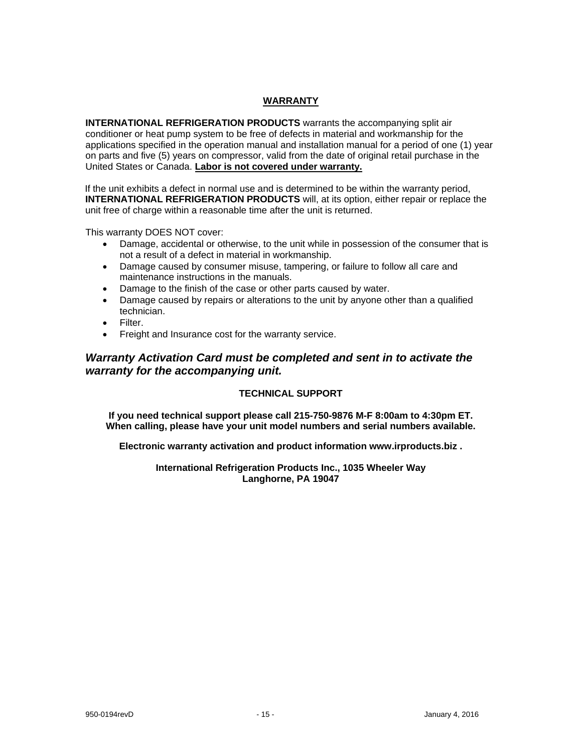## WARRANTY

**INTERNATIONAL REFRIGERATION PRODUCTS** warrants the accompanying split air conditioner or heat pump system to be free of defects in material and workmanship for the applications specified in the operation manual and installation manual for a period of one (1) year on parts and five (5) years on compressor, valid from the date of original retail purchase in the United States or Canada. **Labor is not covered under warranty.**

If the unit exhibits a defect in normal use and is determined to be within the warranty period, **INTERNATIONAL REFRIGERATION PRODUCTS** will, at its option, either repair or replace the unit free of charge within a reasonable time after the unit is returned.

This warranty DOES NOT cover:

- Damage, accidental or otherwise, to the unit while in possession of the consumer that is not a result of a defect in material in workmanship.
- Damage caused by consumer misuse, tampering, or failure to follow all care and maintenance instructions in the manuals.
- Damage to the finish of the case or other parts caused by water.
- Damage caused by repairs or alterations to the unit by anyone other than a qualified technician.
- Filter.
- Freight and Insurance cost for the warranty service.

***Warranty Activation Card must be completed and sent in to activate the warranty for the accompanying unit.***

### TECHNICAL SUPPORT

**If you need technical support please call 215-750-9876 M-F 8:00am to 4:30pm ET. When calling, please have your unit model numbers and serial numbers available.**

**Electronic warranty activation and product information www.irproducts.biz .**

**International Refrigeration Products Inc., 1035 Wheeler Way**
**Langhorne, PA 19047**

950-0194revD January 4, 2016